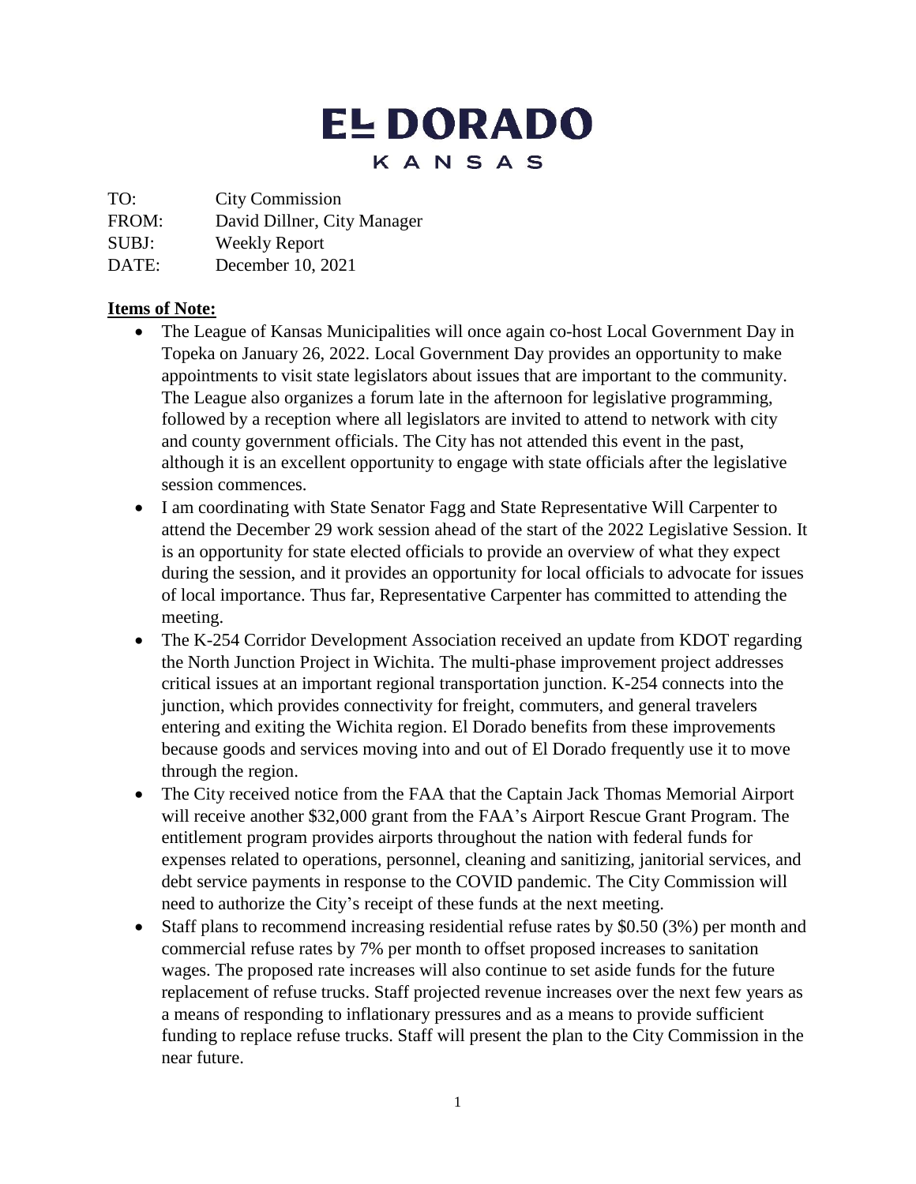# EL DORADO

KANSAS

TO: City Commission
FROM: David Dillner, City Manager
SUBJ: Weekly Report
DATE: December 10, 2021

**Items of Note:**

- The League of Kansas Municipalities will once again co-host Local Government Day in Topeka on January 26, 2022. Local Government Day provides an opportunity to make appointments to visit state legislators about issues that are important to the community. The League also organizes a forum late in the afternoon for legislative programming, followed by a reception where all legislators are invited to attend to network with city and county government officials. The City has not attended this event in the past, although it is an excellent opportunity to engage with state officials after the legislative session commences.
- I am coordinating with State Senator Fagg and State Representative Will Carpenter to attend the December 29 work session ahead of the start of the 2022 Legislative Session. It is an opportunity for state elected officials to provide an overview of what they expect during the session, and it provides an opportunity for local officials to advocate for issues of local importance. Thus far, Representative Carpenter has committed to attending the meeting.
- The K-254 Corridor Development Association received an update from KDOT regarding the North Junction Project in Wichita. The multi-phase improvement project addresses critical issues at an important regional transportation junction. K-254 connects into the junction, which provides connectivity for freight, commuters, and general travelers entering and exiting the Wichita region. El Dorado benefits from these improvements because goods and services moving into and out of El Dorado frequently use it to move through the region.
- The City received notice from the FAA that the Captain Jack Thomas Memorial Airport will receive another $32,000 grant from the FAA's Airport Rescue Grant Program. The entitlement program provides airports throughout the nation with federal funds for expenses related to operations, personnel, cleaning and sanitizing, janitorial services, and debt service payments in response to the COVID pandemic. The City Commission will need to authorize the City's receipt of these funds at the next meeting.
- Staff plans to recommend increasing residential refuse rates by $0.50 (3%) per month and commercial refuse rates by 7% per month to offset proposed increases to sanitation wages. The proposed rate increases will also continue to set aside funds for the future replacement of refuse trucks. Staff projected revenue increases over the next few years as a means of responding to inflationary pressures and as a means to provide sufficient funding to replace refuse trucks. Staff will present the plan to the City Commission in the near future.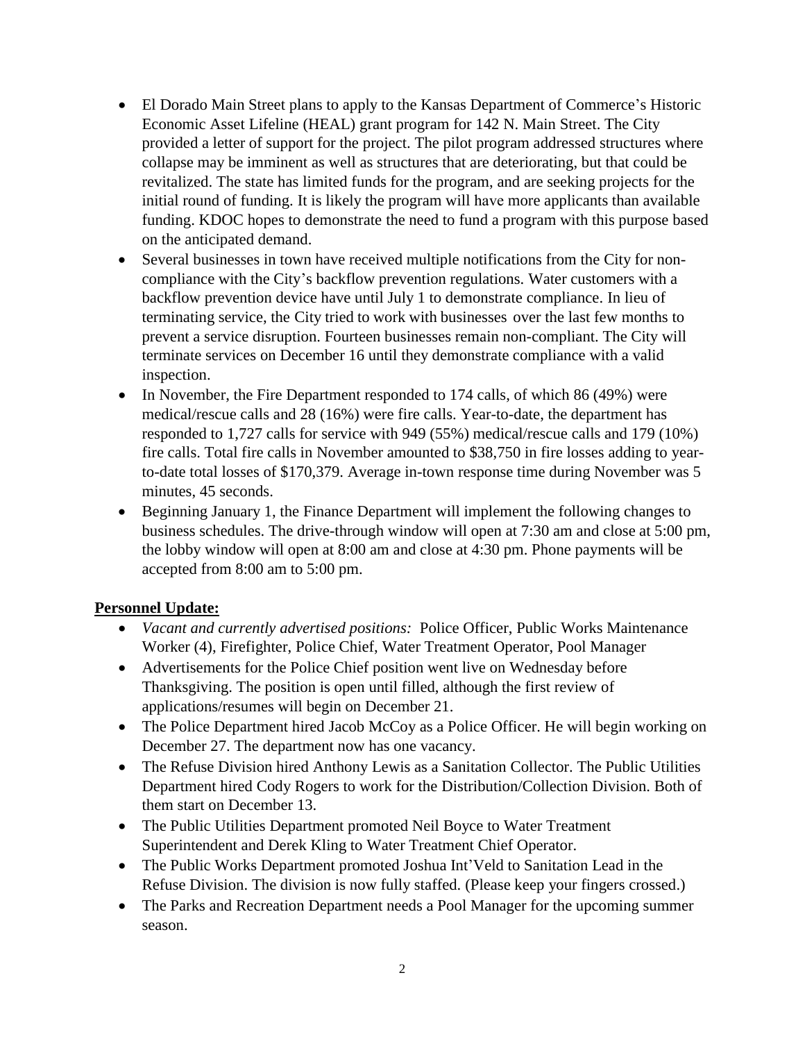- El Dorado Main Street plans to apply to the Kansas Department of Commerce's Historic Economic Asset Lifeline (HEAL) grant program for 142 N. Main Street. The City provided a letter of support for the project. The pilot program addressed structures where collapse may be imminent as well as structures that are deteriorating, but that could be revitalized. The state has limited funds for the program, and are seeking projects for the initial round of funding. It is likely the program will have more applicants than available funding. KDOC hopes to demonstrate the need to fund a program with this purpose based on the anticipated demand.
- Several businesses in town have received multiple notifications from the City for non-compliance with the City's backflow prevention regulations. Water customers with a backflow prevention device have until July 1 to demonstrate compliance. In lieu of terminating service, the City tried to work with businesses over the last few months to prevent a service disruption. Fourteen businesses remain non-compliant. The City will terminate services on December 16 until they demonstrate compliance with a valid inspection.
- In November, the Fire Department responded to 174 calls, of which 86 (49%) were medical/rescue calls and 28 (16%) were fire calls. Year-to-date, the department has responded to 1,727 calls for service with 949 (55%) medical/rescue calls and 179 (10%) fire calls. Total fire calls in November amounted to $38,750 in fire losses adding to year-to-date total losses of $170,379. Average in-town response time during November was 5 minutes, 45 seconds.
- Beginning January 1, the Finance Department will implement the following changes to business schedules. The drive-through window will open at 7:30 am and close at 5:00 pm, the lobby window will open at 8:00 am and close at 4:30 pm. Phone payments will be accepted from 8:00 am to 5:00 pm.

**<u>Personnel Update:</u>**

- *Vacant and currently advertised positions:* Police Officer, Public Works Maintenance Worker (4), Firefighter, Police Chief, Water Treatment Operator, Pool Manager
- Advertisements for the Police Chief position went live on Wednesday before Thanksgiving. The position is open until filled, although the first review of applications/resumes will begin on December 21.
- The Police Department hired Jacob McCoy as a Police Officer. He will begin working on December 27. The department now has one vacancy.
- The Refuse Division hired Anthony Lewis as a Sanitation Collector. The Public Utilities Department hired Cody Rogers to work for the Distribution/Collection Division. Both of them start on December 13.
- The Public Utilities Department promoted Neil Boyce to Water Treatment Superintendent and Derek Kling to Water Treatment Chief Operator.
- The Public Works Department promoted Joshua Int'Veld to Sanitation Lead in the Refuse Division. The division is now fully staffed. (Please keep your fingers crossed.)
- The Parks and Recreation Department needs a Pool Manager for the upcoming summer season.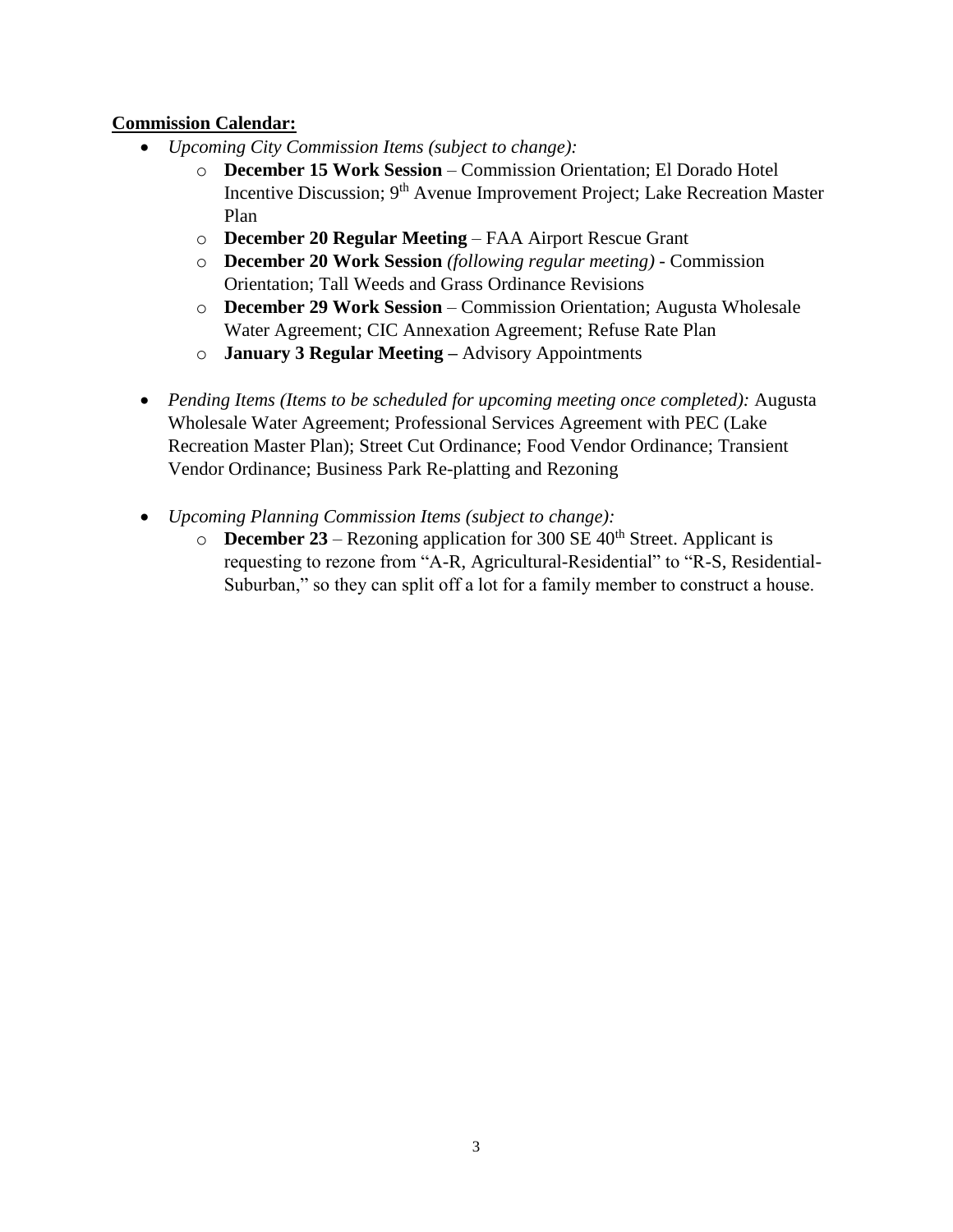**Commission Calendar:**

- *Upcoming City Commission Items (subject to change):*
  - **December 15 Work Session** – Commission Orientation; El Dorado Hotel Incentive Discussion; 9th Avenue Improvement Project; Lake Recreation Master Plan
  - **December 20 Regular Meeting** – FAA Airport Rescue Grant
  - **December 20 Work Session** *(following regular meeting)* - Commission Orientation; Tall Weeds and Grass Ordinance Revisions
  - **December 29 Work Session** – Commission Orientation; Augusta Wholesale Water Agreement; CIC Annexation Agreement; Refuse Rate Plan
  - **January 3 Regular Meeting –** Advisory Appointments

- *Pending Items (Items to be scheduled for upcoming meeting once completed):* Augusta Wholesale Water Agreement; Professional Services Agreement with PEC (Lake Recreation Master Plan); Street Cut Ordinance; Food Vendor Ordinance; Transient Vendor Ordinance; Business Park Re-platting and Rezoning

- *Upcoming Planning Commission Items (subject to change):*
  - **December 23** – Rezoning application for 300 SE 40th Street. Applicant is requesting to rezone from "A-R, Agricultural-Residential" to "R-S, Residential-Suburban," so they can split off a lot for a family member to construct a house.